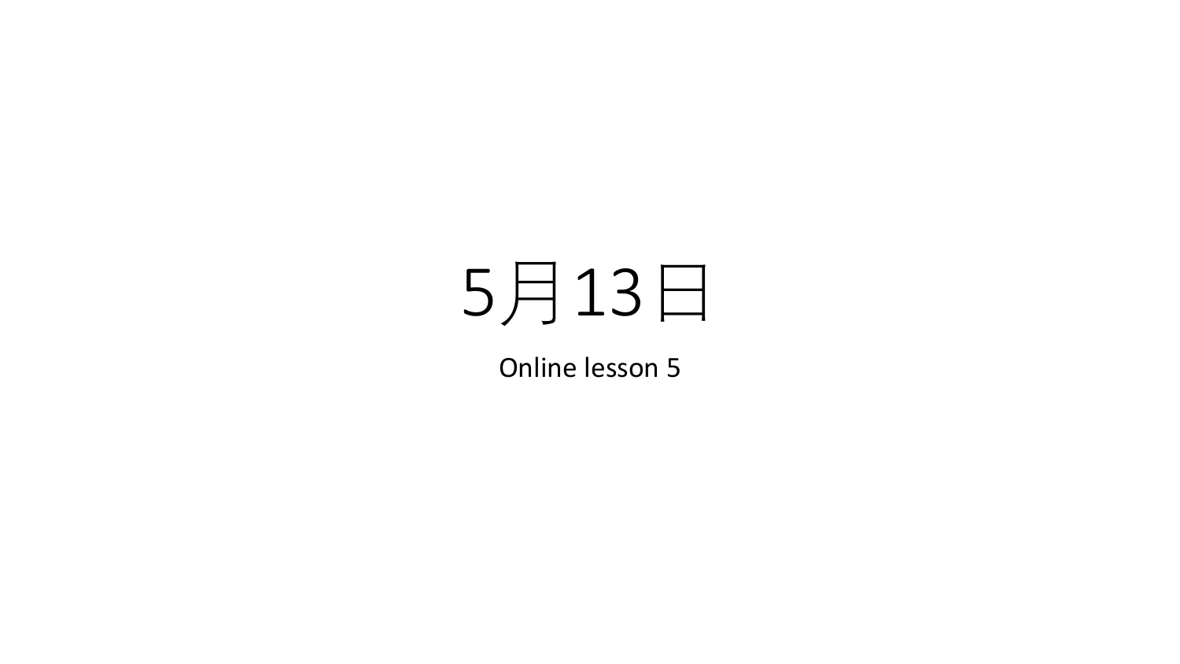# 5月13日

Online lesson 5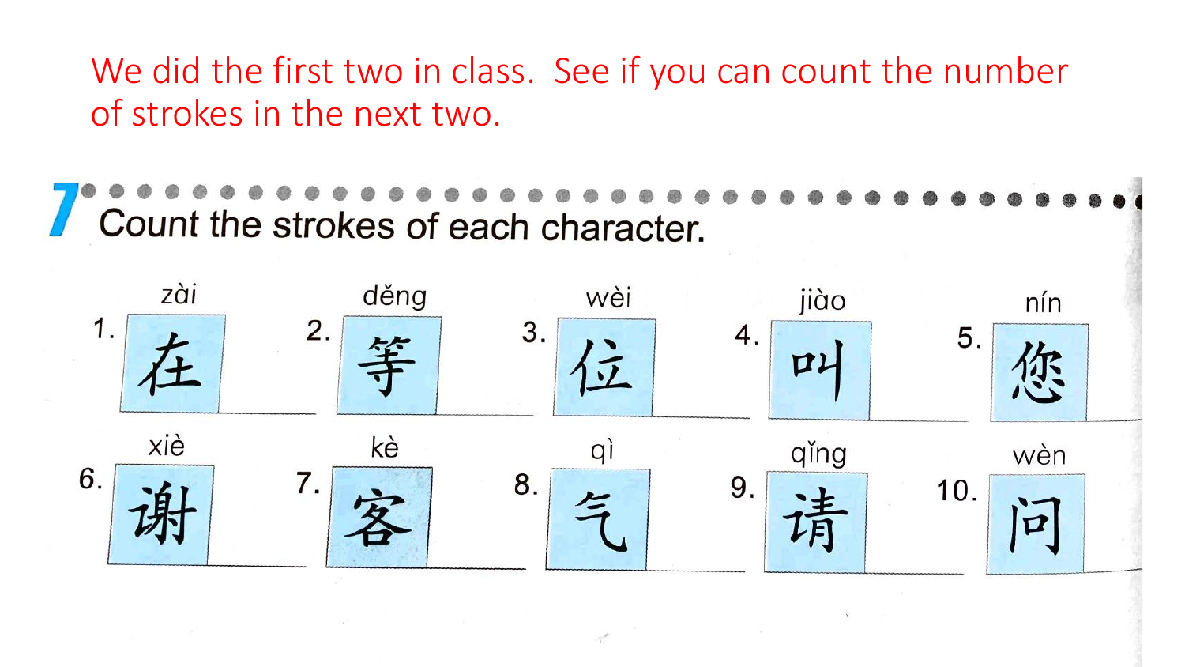We did the first two in class. See if you can count the number of strokes in the next two.

## 7 Count the strokes of each character.

| | | | | |
|---|---|---|---|---|
| 1. zài 在 ____ | 2. děng 等 ____ | 3. wèi 位 ____ | 4. jiào 叫 ____ | 5. nín 您 ____ |
| 6. xiè 谢 ____ | 7. kè 客 ____ | 8. qì 气 ____ | 9. qǐng 请 ____ | 10. wèn 问 ____ |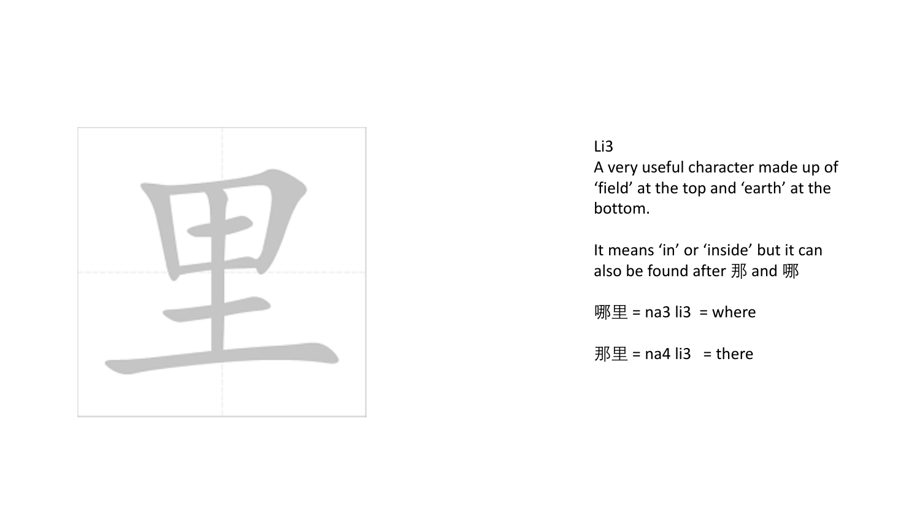里

Li3

A very useful character made up of 'field' at the top and 'earth' at the bottom.

It means 'in' or 'inside' but it can also be found after 那 and 哪

哪里 = na3 li3 = where

那里 = na4 li3 = there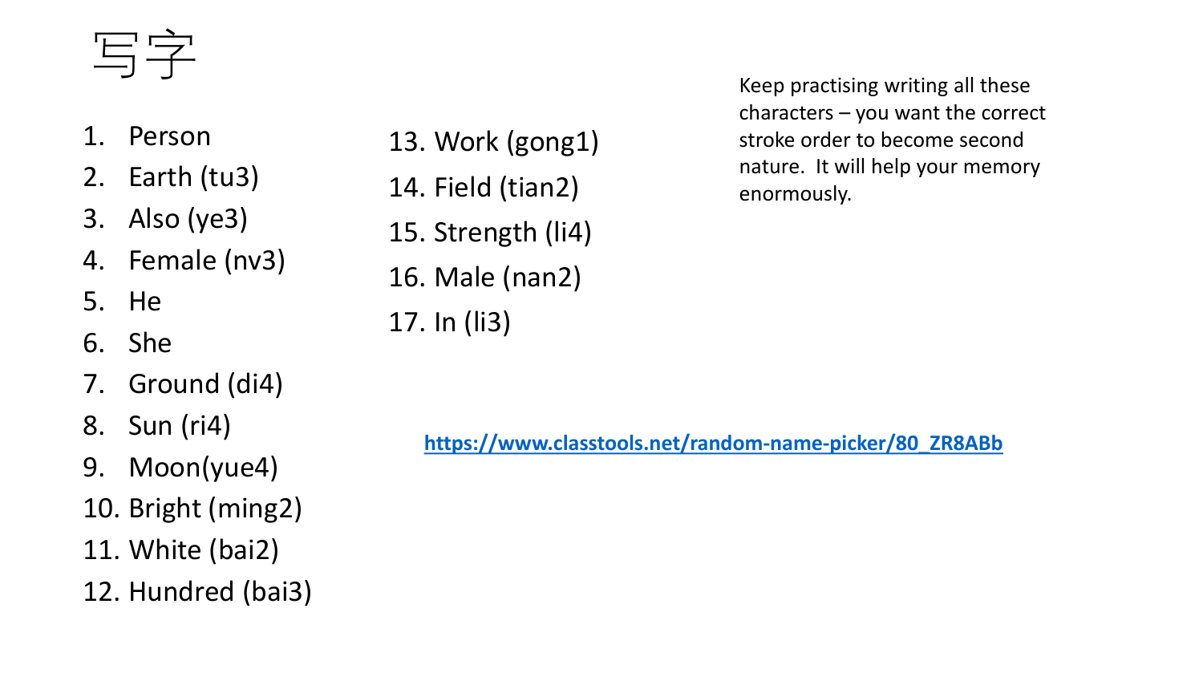# 写字

1. Person
2. Earth (tu3)
3. Also (ye3)
4. Female (nv3)
5. He
6. She
7. Ground (di4)
8. Sun (ri4)
9. Moon(yue4)
10. Bright (ming2)
11. White (bai2)
12. Hundred (bai3)
13. Work (gong1)
14. Field (tian2)
15. Strength (li4)
16. Male (nan2)
17. In (li3)

Keep practising writing all these characters – you want the correct stroke order to become second nature. It will help your memory enormously.

**https://www.classtools.net/random-name-picker/80_ZR8ABb**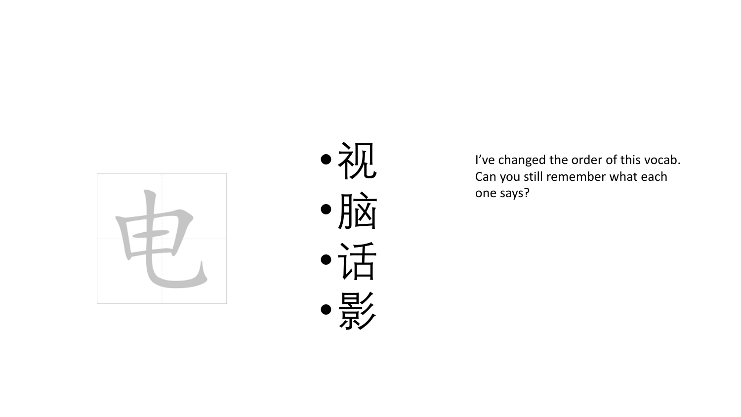电

- 视
- 脑
- 话
- 影

I've changed the order of this vocab. Can you still remember what each one says?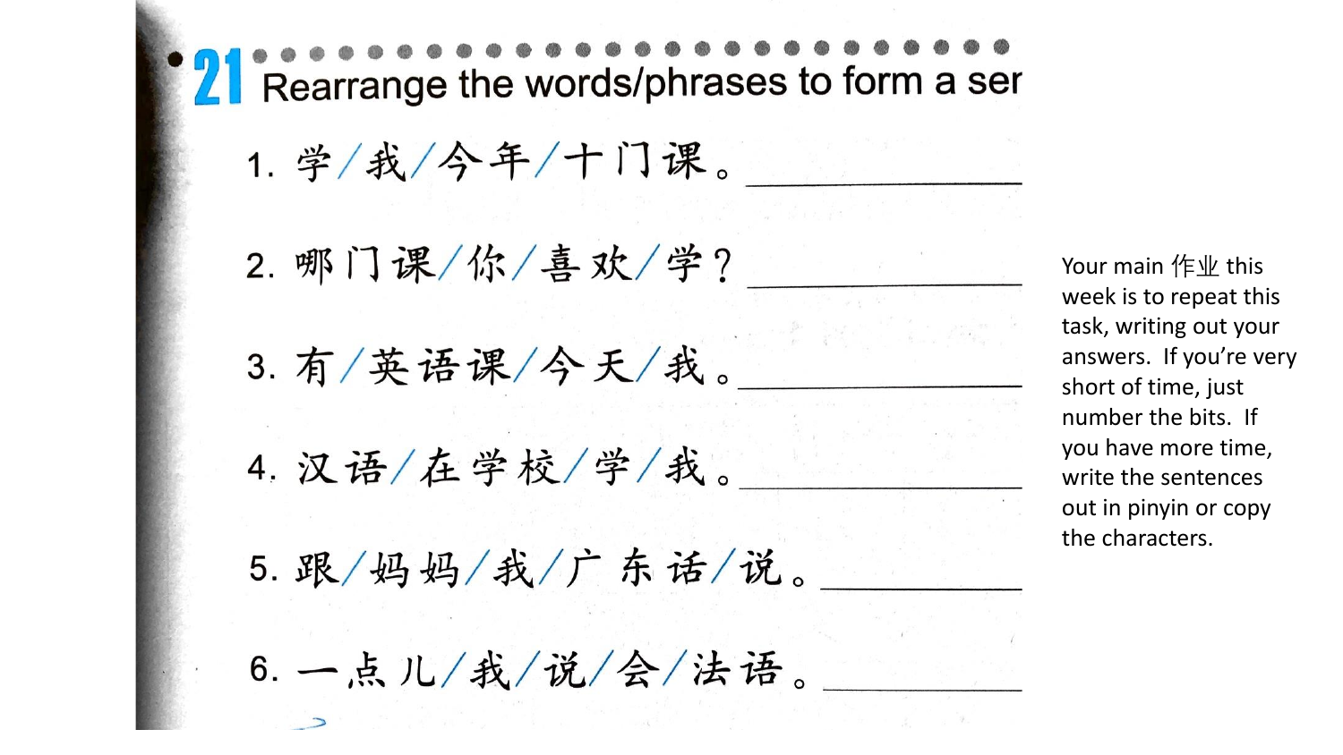## 21 Rearrange the words/phrases to form a ser

1. 学／我／今年／十门课。＿＿＿＿＿＿＿＿

2. 哪门课／你／喜欢／学？＿＿＿＿＿＿＿＿

3. 有／英语课／今天／我。＿＿＿＿＿＿＿＿

4. 汉语／在学校／学／我。＿＿＿＿＿＿＿＿

5. 跟／妈妈／我／广东话／说。＿＿＿＿＿＿

6. 一点儿／我／说／会／法语。＿＿＿＿＿＿

Your main 作业 this week is to repeat this task, writing out your answers. If you're very short of time, just number the bits. If you have more time, write the sentences out in pinyin or copy the characters.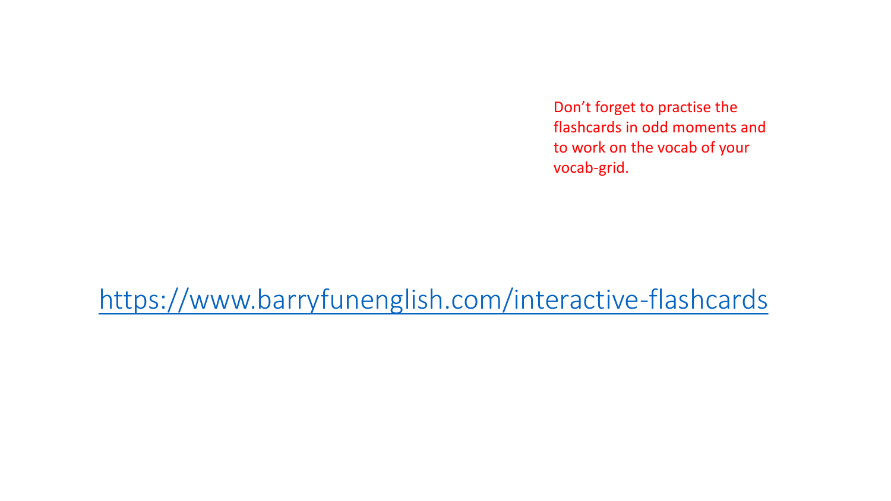Don't forget to practise the flashcards in odd moments and to work on the vocab of your vocab-grid.

https://www.barryfunenglish.com/interactive-flashcards